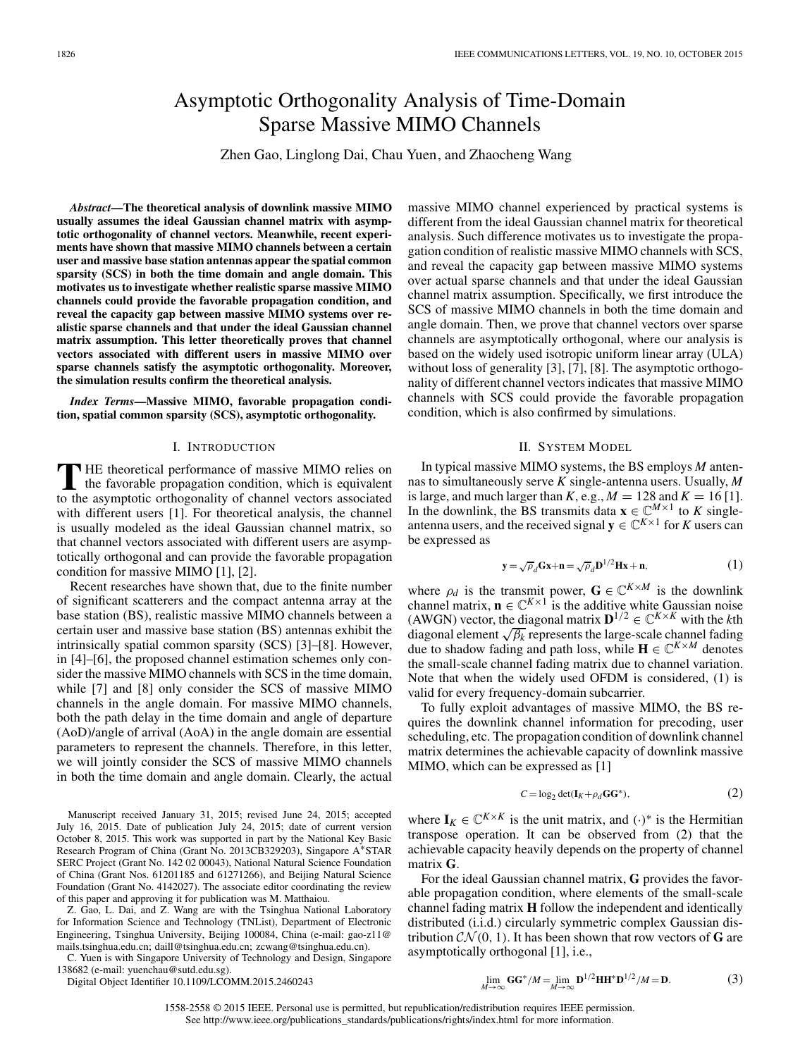# Asymptotic Orthogonality Analysis of Time-Domain Sparse Massive MIMO Channels

Zhen Gao, Linglong Dai, Chau Yuen, and Zhaocheng Wang

***Abstract*—The theoretical analysis of downlink massive MIMO usually assumes the ideal Gaussian channel matrix with asymptotic orthogonality of channel vectors. Meanwhile, recent experiments have shown that massive MIMO channels between a certain user and massive base station antennas appear the spatial common sparsity (SCS) in both the time domain and angle domain. This motivates us to investigate whether realistic sparse massive MIMO channels could provide the favorable propagation condition, and reveal the capacity gap between massive MIMO systems over realistic sparse channels and that under the ideal Gaussian channel matrix assumption. This letter theoretically proves that channel vectors associated with different users in massive MIMO over sparse channels satisfy the asymptotic orthogonality. Moreover, the simulation results confirm the theoretical analysis.**

***Index Terms*—Massive MIMO, favorable propagation condition, spatial common sparsity (SCS), asymptotic orthogonality.**

## I. Introduction

The theoretical performance of massive MIMO relies on the favorable propagation condition, which is equivalent to the asymptotic orthogonality of channel vectors associated with different users [1]. For theoretical analysis, the channel is usually modeled as the ideal Gaussian channel matrix, so that channel vectors associated with different users are asymptotically orthogonal and can provide the favorable propagation condition for massive MIMO [1], [2].

Recent researches have shown that, due to the finite number of significant scatterers and the compact antenna array at the base station (BS), realistic massive MIMO channels between a certain user and massive base station (BS) antennas exhibit the intrinsically spatial common sparsity (SCS) [3]–[8]. However, in [4]–[6], the proposed channel estimation schemes only consider the massive MIMO channels with SCS in the time domain, while [7] and [8] only consider the SCS of massive MIMO channels in the angle domain. For massive MIMO channels, both the path delay in the time domain and angle of departure (AoD)/angle of arrival (AoA) in the angle domain are essential parameters to represent the channels. Therefore, in this letter, we will jointly consider the SCS of massive MIMO channels in both the time domain and angle domain. Clearly, the actual massive MIMO channel experienced by practical systems is different from the ideal Gaussian channel matrix for theoretical analysis. Such difference motivates us to investigate the propagation condition of realistic massive MIMO channels with SCS, and reveal the capacity gap between massive MIMO systems over actual sparse channels and that under the ideal Gaussian channel matrix assumption. Specifically, we first introduce the SCS of massive MIMO channels in both the time domain and angle domain. Then, we prove that channel vectors over sparse channels are asymptotically orthogonal, where our analysis is based on the widely used isotropic uniform linear array (ULA) without loss of generality [3], [7], [8]. The asymptotic orthogonality of different channel vectors indicates that massive MIMO channels with SCS could provide the favorable propagation condition, which is also confirmed by simulations.

## II. System Model

In typical massive MIMO systems, the BS employs $M$ antennas to simultaneously serve $K$ single-antenna users. Usually, $M$ is large, and much larger than $K$, e.g., $M = 128$ and $K = 16$ [1]. In the downlink, the BS transmits data $\mathbf{x} \in \mathbb{C}^{M\times 1}$ to $K$ single-antenna users, and the received signal $\mathbf{y} \in \mathbb{C}^{K\times 1}$ for $K$ users can be expressed as

$$\mathbf{y} = \sqrt{\rho_d}\mathbf{G}\mathbf{x}+\mathbf{n} = \sqrt{\rho_d}\mathbf{D}^{1/2}\mathbf{H}\mathbf{x}+\mathbf{n}, \tag{1}$$

where $\rho_d$ is the transmit power, $\mathbf{G} \in \mathbb{C}^{K\times M}$ is the downlink channel matrix, $\mathbf{n} \in \mathbb{C}^{K\times 1}$ is the additive white Gaussian noise (AWGN) vector, the diagonal matrix $\mathbf{D}^{1/2} \in \mathbb{C}^{K\times K}$ with the $k$th diagonal element $\sqrt{\beta_k}$ represents the large-scale channel fading due to shadow fading and path loss, while $\mathbf{H} \in \mathbb{C}^{K\times M}$ denotes the small-scale channel fading matrix due to channel variation. Note that when the widely used OFDM is considered, (1) is valid for every frequency-domain subcarrier.

To fully exploit advantages of massive MIMO, the BS requires the downlink channel information for precoding, user scheduling, etc. The propagation condition of downlink channel matrix determines the achievable capacity of downlink massive MIMO, which can be expressed as [1]

$$C = \log_2 \det(\mathbf{I}_K+\rho_d\mathbf{G}\mathbf{G}^*), \tag{2}$$

where $\mathbf{I}_K \in \mathbb{C}^{K\times K}$ is the unit matrix, and $(\cdot)^*$ is the Hermitian transpose operation. It can be observed from (2) that the achievable capacity heavily depends on the property of channel matrix $\mathbf{G}$.

For the ideal Gaussian channel matrix, $\mathbf{G}$ provides the favorable propagation condition, where elements of the small-scale channel fading matrix $\mathbf{H}$ follow the independent and identically distributed (i.i.d.) circularly symmetric complex Gaussian distribution $\mathcal{CN}(0, 1)$. It has been shown that row vectors of $\mathbf{G}$ are asymptotically orthogonal [1], i.e.,

$$\lim_{M\to\infty} \mathbf{G}\mathbf{G}^*/M = \lim_{M\to\infty} \mathbf{D}^{1/2}\mathbf{H}\mathbf{H}^*\mathbf{D}^{1/2}/M = \mathbf{D}. \tag{3}$$

Manuscript received January 31, 2015; revised June 24, 2015; accepted July 16, 2015. Date of publication July 24, 2015; date of current version October 8, 2015. This work was supported in part by the National Key Basic Research Program of China (Grant No. 2013CB329203), Singapore A*STAR SERC Project (Grant No. 142 02 00043), National Natural Science Foundation of China (Grant Nos. 61201185 and 61271266), and Beijing Natural Science Foundation (Grant No. 4142027). The associate editor coordinating the review of this paper and approving it for publication was M. Matthaiou.

Z. Gao, L. Dai, and Z. Wang are with the Tsinghua National Laboratory for Information Science and Technology (TNList), Department of Electronic Engineering, Tsinghua University, Beijing 100084, China (e-mail: gao-z11@mails.tsinghua.edu.cn; daill@tsinghua.edu.cn; zcwang@tsinghua.edu.cn).

C. Yuen is with Singapore University of Technology and Design, Singapore 138682 (e-mail: yuenchau@sutd.edu.sg).

Digital Object Identifier 10.1109/LCOMM.2015.2460243

1558-2558 © 2015 IEEE. Personal use is permitted, but republication/redistribution requires IEEE permission. See http://www.ieee.org/publications_standards/publications/rights/index.html for more information.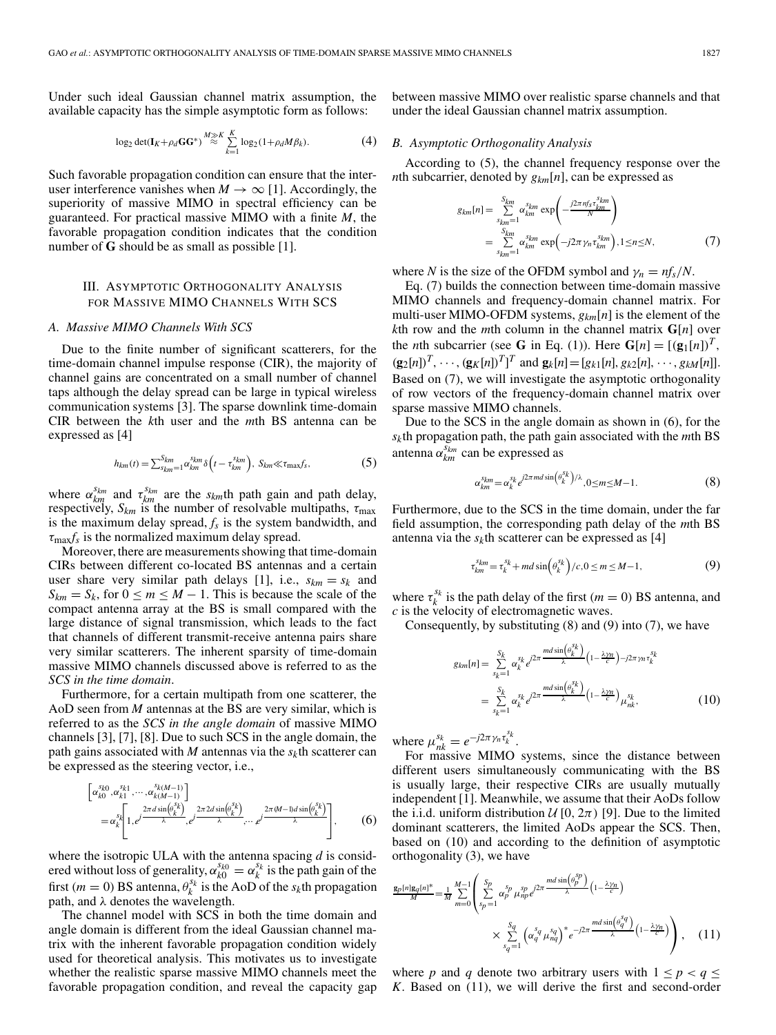Under such ideal Gaussian channel matrix assumption, the available capacity has the simple asymptotic form as follows:

$$\log_2 \det(\mathbf{I}_K + \rho_d \mathbf{G}\mathbf{G}^*) \overset{M \gg K}{\approx} \sum_{k=1}^{K} \log_2(1 + \rho_d M \beta_k). \tag{4}$$

Such favorable propagation condition can ensure that the inter-user interference vanishes when $M \to \infty$ [1]. Accordingly, the superiority of massive MIMO in spectral efficiency can be guaranteed. For practical massive MIMO with a finite $M$, the favorable propagation condition indicates that the condition number of $\mathbf{G}$ should be as small as possible [1].

## III. Asymptotic Orthogonality Analysis for Massive MIMO Channels With SCS

### A. Massive MIMO Channels With SCS

Due to the finite number of significant scatterers, for the time-domain channel impulse response (CIR), the majority of channel gains are concentrated on a small number of channel taps although the delay spread can be large in typical wireless communication systems [3]. The sparse downlink time-domain CIR between the $k$th user and the $m$th BS antenna can be expressed as [4]

$$h_{km}(t) = \sum_{s_{km}=1}^{S_{km}} \alpha_{km}^{s_{km}} \delta\left(t - \tau_{km}^{s_{km}}\right), \; S_{km} \ll \tau_{\max} f_s, \tag{5}$$

where $\alpha_{km}^{s_{km}}$ and $\tau_{km}^{s_{km}}$ are the $s_{km}$th path gain and path delay, respectively, $S_{km}$ is the number of resolvable multipaths, $\tau_{\max}$ is the maximum delay spread, $f_s$ is the system bandwidth, and $\tau_{\max} f_s$ is the normalized maximum delay spread.

Moreover, there are measurements showing that time-domain CIRs between different co-located BS antennas and a certain user share very similar path delays [1], i.e., $s_{km} = s_k$ and $S_{km} = S_k$, for $0 \le m \le M-1$. This is because the scale of the compact antenna array at the BS is small compared with the large distance of signal transmission, which leads to the fact that channels of different transmit-receive antenna pairs share very similar scatterers. The inherent sparsity of time-domain massive MIMO channels discussed above is referred to as the *SCS in the time domain*.

Furthermore, for a certain multipath from one scatterer, the AoD seen from $M$ antennas at the BS are very similar, which is referred to as the *SCS in the angle domain* of massive MIMO channels [3], [7], [8]. Due to such SCS in the angle domain, the path gains associated with $M$ antennas via the $s_k$th scatterer can be expressed as the steering vector, i.e.,

$$\begin{aligned}
&\left[\alpha_{k0}^{s_k 0}, \alpha_{k1}^{s_k 1}, \cdots, \alpha_{k(M-1)}^{s_k (M-1)}\right] \\
&= \alpha_k^{s_k}\left[1, e^{j\frac{2\pi d \sin\left(\theta_k^{s_k}\right)}{\lambda}}, e^{j\frac{2\pi 2d \sin\left(\theta_k^{s_k}\right)}{\lambda}}, \cdots, e^{j\frac{2\pi (M-1) d \sin\left(\theta_k^{s_k}\right)}{\lambda}}\right],
\end{aligned} \tag{6}$$

where the isotropic ULA with the antenna spacing $d$ is considered without loss of generality, $\alpha_{k0}^{s_k 0} = \alpha_k^{s_k}$ is the path gain of the first ($m = 0$) BS antenna, $\theta_k^{s_k}$ is the AoD of the $s_k$th propagation path, and $\lambda$ denotes the wavelength.

The channel model with SCS in both the time domain and angle domain is different from the ideal Gaussian channel matrix with the inherent favorable propagation condition widely used for theoretical analysis. This motivates us to investigate whether the realistic sparse massive MIMO channels meet the favorable propagation condition, and reveal the capacity gap between massive MIMO over realistic sparse channels and that under the ideal Gaussian channel matrix assumption.

### B. Asymptotic Orthogonality Analysis

According to (5), the channel frequency response over the $n$th subcarrier, denoted by $g_{km}[n]$, can be expressed as

$$\begin{aligned}
g_{km}[n] &= \sum_{s_{km}=1}^{S_{km}} \alpha_{km}^{s_{km}} \exp\left(-\frac{j2\pi n f_s \tau_{km}^{s_{km}}}{N}\right) \\
&= \sum_{s_{km}=1}^{S_{km}} \alpha_{km}^{s_{km}} \exp\left(-j2\pi \gamma_n \tau_{km}^{s_{km}}\right), 1 \le n \le N,
\end{aligned} \tag{7}$$

where $N$ is the size of the OFDM symbol and $\gamma_n = n f_s / N$.

Eq. (7) builds the connection between time-domain massive MIMO channels and frequency-domain channel matrix. For multi-user MIMO-OFDM systems, $g_{km}[n]$ is the element of the $k$th row and the $m$th column in the channel matrix $\mathbf{G}[n]$ over the $n$th subcarrier (see $\mathbf{G}$ in Eq. (1)). Here $\mathbf{G}[n] = [(\mathbf{g}_1[n])^T, (\mathbf{g}_2[n])^T, \cdots, (\mathbf{g}_K[n])^T]^T$ and $\mathbf{g}_k[n] = [g_{k1}[n], g_{k2}[n], \cdots, g_{kM}[n]]$. Based on (7), we will investigate the asymptotic orthogonality of row vectors of the frequency-domain channel matrix over sparse massive MIMO channels.

Due to the SCS in the angle domain as shown in (6), for the $s_k$th propagation path, the path gain associated with the $m$th BS antenna $\alpha_{km}^{s_{km}}$ can be expressed as

$$\alpha_{km}^{s_{km}} = \alpha_k^{s_k} e^{j2\pi m d \sin\left(\theta_k^{s_k}\right)/\lambda}, 0 \le m \le M-1. \tag{8}$$

Furthermore, due to the SCS in the time domain, under the far field assumption, the corresponding path delay of the $m$th BS antenna via the $s_k$th scatterer can be expressed as [4]

$$\tau_{km}^{s_{km}} = \tau_k^{s_k} + m d \sin\left(\theta_k^{s_k}\right)/c, 0 \le m \le M-1, \tag{9}$$

where $\tau_k^{s_k}$ is the path delay of the first ($m = 0$) BS antenna, and $c$ is the velocity of electromagnetic waves.

Consequently, by substituting (8) and (9) into (7), we have

$$\begin{aligned}
g_{km}[n] &= \sum_{s_k=1}^{S_k} \alpha_k^{s_k} e^{j2\pi \frac{m d \sin\left(\theta_k^{s_k}\right)}{\lambda}\left(1 - \frac{\lambda \gamma_n}{c}\right) - j2\pi \gamma_n \tau_k^{s_k}} \\
&= \sum_{s_k=1}^{S_k} \alpha_k^{s_k} e^{j2\pi \frac{m d \sin\left(\theta_k^{s_k}\right)}{\lambda}\left(1 - \frac{\lambda \gamma_n}{c}\right)} \mu_{nk}^{s_k},
\end{aligned} \tag{10}$$

where $\mu_{nk}^{s_k} = e^{-j2\pi \gamma_n \tau_k^{s_k}}$.

For massive MIMO systems, since the distance between different users simultaneously communicating with the BS is usually large, their respective CIRs are usually mutually independent [1]. Meanwhile, we assume that their AoDs follow the i.i.d. uniform distribution $\mathcal{U}[0, 2\pi)$ [9]. Due to the limited dominant scatterers, the limited AoDs appear the SCS. Then, based on (10) and according to the definition of asymptotic orthogonality (3), we have

$$\begin{aligned}
\frac{\mathbf{g}_p[n]\mathbf{g}_q[n]^*}{M} = \frac{1}{M} \sum_{m=0}^{M-1} &\left( \sum_{s_p=1}^{S_p} \alpha_p^{s_p} \mu_{np}^{s_p} e^{j2\pi \frac{m d \sin\left(\theta_p^{s_p}\right)}{\lambda}\left(1 - \frac{\lambda \gamma_n}{c}\right)} \right. \\
&\left. \times \sum_{s_q=1}^{S_q} \left(\alpha_q^{s_q} \mu_{nq}^{s_q}\right)^* e^{-j2\pi \frac{m d \sin\left(\theta_q^{s_q}\right)}{\lambda}\left(1 - \frac{\lambda \gamma_n}{c}\right)} \right),
\end{aligned} \tag{11}$$

where $p$ and $q$ denote two arbitrary users with $1 \le p < q \le K$. Based on (11), we will derive the first and second-order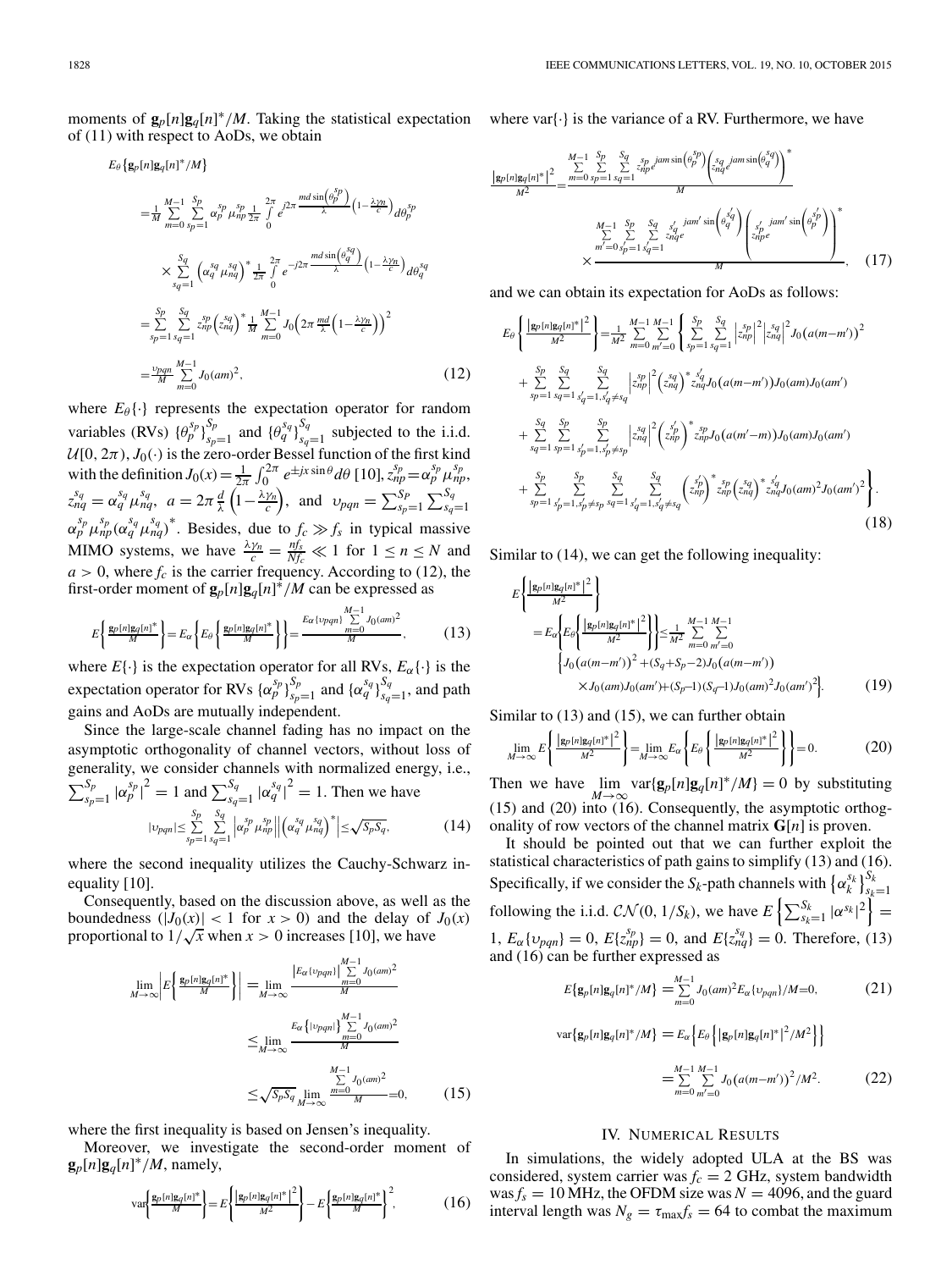moments of $\mathbf{g}_p[n]\mathbf{g}_q[n]^*/M$. Taking the statistical expectation of (11) with respect to AoDs, we obtain

$$
\begin{aligned}
&E_\theta\{\mathbf{g}_p[n]\mathbf{g}_q[n]^*/M\} \\
&= \frac{1}{M}\sum_{m=0}^{M-1}\sum_{s_p=1}^{S_p}\alpha_p^{s_p}\mu_{np}^{s_p}\frac{1}{2\pi}\int_0^{2\pi} e^{j2\pi\frac{md\sin\left(\theta_p^{s_p}\right)}{\lambda}\left(1-\frac{\lambda\gamma_n}{c}\right)}d\theta_p^{s_p} \\
&\quad\times\sum_{s_q=1}^{S_q}\left(\alpha_q^{s_q}\mu_{nq}^{s_q}\right)^*\frac{1}{2\pi}\int_0^{2\pi} e^{-j2\pi\frac{md\sin\left(\theta_q^{s_q}\right)}{\lambda}\left(1-\frac{\lambda\gamma_n}{c}\right)}d\theta_q^{s_q} \\
&= \sum_{s_p=1}^{S_p}\sum_{s_q=1}^{S_q} z_{np}^{s_p}\left(z_{nq}^{s_q}\right)^*\frac{1}{M}\sum_{m=0}^{M-1}J_0\left(2\pi\frac{md}{\lambda}\left(1-\frac{\lambda\gamma_n}{c}\right)\right)^2 \\
&= \frac{\upsilon_{pqn}}{M}\sum_{m=0}^{M-1}J_0(am)^2,
\end{aligned}
\tag{12}
$$

where $E_\theta\{\cdot\}$ represents the expectation operator for random variables (RVs) $\{\theta_p^{s_p}\}_{s_p=1}^{S_p}$ and $\{\theta_q^{s_q}\}_{s_q=1}^{S_q}$ subjected to the i.i.d. $\mathcal{U}[0,2\pi)$, $J_0(\cdot)$ is the zero-order Bessel function of the first kind with the definition $J_0(x)=\frac{1}{2\pi}\int_0^{2\pi}e^{\pm jx\sin\theta}d\theta$ [10], $z_{np}^{s_p}=\alpha_p^{s_p}\mu_{np}^{s_p}$, $z_{nq}^{s_q}=\alpha_q^{s_q}\mu_{nq}^{s_q}$, $a=2\pi\frac{d}{\lambda}\left(1-\frac{\lambda\gamma_n}{c}\right)$, and $\upsilon_{pqn}=\sum_{s_p=1}^{S_p}\sum_{s_q=1}^{S_q}\alpha_p^{s_p}\mu_{np}^{s_p}(\alpha_q^{s_q}\mu_{nq}^{s_q})^*$. Besides, due to $f_c\gg f_s$ in typical massive MIMO systems, we have $\frac{\lambda\gamma_n}{c}=\frac{nf_s}{Nf_c}\ll 1$ for $1\le n\le N$ and $a>0$, where $f_c$ is the carrier frequency. According to (12), the first-order moment of $\mathbf{g}_p[n]\mathbf{g}_q[n]^*/M$ can be expressed as

$$
E\left\{\frac{\mathbf{g}_p[n]\mathbf{g}_q[n]^*}{M}\right\}=E_\alpha\left\{E_\theta\left\{\frac{\mathbf{g}_p[n]\mathbf{g}_q[n]^*}{M}\right\}\right\}=\frac{E_\alpha\{\upsilon_{pqn}\}\sum_{m=0}^{M-1}J_0(am)^2}{M},
\tag{13}
$$

where $E\{\cdot\}$ is the expectation operator for all RVs, $E_\alpha\{\cdot\}$ is the expectation operator for RVs $\{\alpha_p^{s_p}\}_{s_p=1}^{S_p}$ and $\{\alpha_q^{s_q}\}_{s_q=1}^{S_q}$, and path gains and AoDs are mutually independent.

Since the large-scale channel fading has no impact on the asymptotic orthogonality of channel vectors, without loss of generality, we consider channels with normalized energy, i.e., $\sum_{s_p=1}^{S_p}\left|\alpha_p^{s_p}\right|^2=1$ and $\sum_{s_q=1}^{S_q}\left|\alpha_q^{s_q}\right|^2=1$. Then we have

$$
|\upsilon_{pqn}|\le\sum_{s_p=1}^{S_p}\sum_{s_q=1}^{S_q}\left|\alpha_p^{s_p}\mu_{np}^{s_p}\right|\left|\left(\alpha_q^{s_q}\mu_{nq}^{s_q}\right)^*\right|\le\sqrt{S_pS_q},
\tag{14}
$$

where the second inequality utilizes the Cauchy-Schwarz inequality [10].

Consequently, based on the discussion above, as well as the boundedness ($|J_0(x)|<1$ for $x>0$) and the delay of $J_0(x)$ proportional to $1/\sqrt{x}$ when $x>0$ increases [10], we have

$$
\begin{aligned}
\lim_{M\to\infty}\left|E\left\{\frac{\mathbf{g}_p[n]\mathbf{g}_q[n]^*}{M}\right\}\right| &= \lim_{M\to\infty}\frac{\left|E_\alpha\{\upsilon_{pqn}\}\right|\sum_{m=0}^{M-1}J_0(am)^2}{M} \\
&\le \lim_{M\to\infty}\frac{E_\alpha\left\{|\upsilon_{pqn}|\right\}\sum_{m=0}^{M-1}J_0(am)^2}{M} \\
&\le \sqrt{S_pS_q}\lim_{M\to\infty}\frac{\sum_{m=0}^{M-1}J_0(am)^2}{M}=0,
\end{aligned}
\tag{15}
$$

where the first inequality is based on Jensen's inequality.

Moreover, we investigate the second-order moment of $\mathbf{g}_p[n]\mathbf{g}_q[n]^*/M$, namely,

$$
\mathrm{var}\left\{\frac{\mathbf{g}_p[n]\mathbf{g}_q[n]^*}{M}\right\}=E\left\{\frac{\left|\mathbf{g}_p[n]\mathbf{g}_q[n]^*\right|^2}{M^2}\right\}-E\left\{\frac{\mathbf{g}_p[n]\mathbf{g}_q[n]^*}{M}\right\}^2,
\tag{16}
$$

where $\mathrm{var}\{\cdot\}$ is the variance of a RV. Furthermore, we have

$$
\frac{\left|\mathbf{g}_p[n]\mathbf{g}_q[n]^*\right|^2}{M^2}=\frac{\sum_{m=0}^{M-1}\sum_{s_p=1}^{S_p}\sum_{s_q=1}^{S_q}z_{np}^{s_p}e^{jam\sin\left(\theta_p^{s_p}\right)}\left(z_{nq}^{s_q}e^{jam\sin\left(\theta_q^{s_q}\right)}\right)^*}{M}
\times\frac{\sum_{m'=0}^{M-1}\sum_{s'_p=1}^{S_p}\sum_{s'_q=1}^{S_q}z_{nq}^{s'_q}e^{jam'\sin\left(\theta_q^{s'_q}\right)}\left(z_{np}^{s'_p}e^{jam'\sin\left(\theta_p^{s'_p}\right)}\right)^*}{M},
\tag{17}
$$

and we can obtain its expectation for AoDs as follows:

$$
\begin{aligned}
E_\theta\left\{\frac{\left|\mathbf{g}_p[n]\mathbf{g}_q[n]^*\right|^2}{M^2}\right\}&=\frac{1}{M^2}\sum_{m=0}^{M-1}\sum_{m'=0}^{M-1}\Bigg\{\sum_{s_p=1}^{S_p}\sum_{s_q=1}^{S_q}\left|z_{np}^{s_p}\right|^2\left|z_{nq}^{s_q}\right|^2J_0\big(a(m-m')\big)^2 \\
&+\sum_{s_p=1}^{S_p}\sum_{s_q=1}^{S_q}\sum_{s'_q=1,s'_q\ne s_q}^{S_q}\left|z_{np}^{s_p}\right|^2\left(z_{nq}^{s_q}\right)^*z_{nq}^{s'_q}J_0\big(a(m-m')\big)J_0(am)J_0(am') \\
&+\sum_{s_q=1}^{S_q}\sum_{s_p=1}^{S_p}\sum_{s'_p=1,s'_p\ne s_p}^{S_p}\left|z_{nq}^{s_q}\right|^2\left(z_{np}^{s'_p}\right)^*z_{np}^{s_p}J_0\big(a(m'-m)\big)J_0(am)J_0(am') \\
&+\sum_{s_p=1}^{S_p}\sum_{s'_p=1,s'_p\ne s_p}^{S_p}\sum_{s_q=1}^{S_q}\sum_{s'_q=1,s'_q\ne s_q}^{S_q}\left(z_{np}^{s'_p}\right)^*z_{np}^{s_p}\left(z_{nq}^{s_q}\right)^*z_{nq}^{s'_q}J_0(am)^2J_0(am')^2\Bigg\}.
\end{aligned}
\tag{18}
$$

Similar to (14), we can get the following inequality:

$$
\begin{aligned}
&E\left\{\frac{\left|\mathbf{g}_p[n]\mathbf{g}_q[n]^*\right|^2}{M^2}\right\} \\
&=E_\alpha\left\{E_\theta\left\{\frac{\left|\mathbf{g}_p[n]\mathbf{g}_q[n]^*\right|^2}{M^2}\right\}\right\}\le\frac{1}{M^2}\sum_{m=0}^{M-1}\sum_{m'=0}^{M-1} \\
&\quad\Big\{J_0\big(a(m-m')\big)^2+(S_q+S_p-2)J_0\big(a(m-m')\big) \\
&\quad\times J_0(am)J_0(am')+(S_p-1)(S_q-1)J_0(am)^2J_0(am')^2\Big\}.
\end{aligned}
\tag{19}
$$

Similar to (13) and (15), we can further obtain

$$
\lim_{M\to\infty}E\left\{\frac{\left|\mathbf{g}_p[n]\mathbf{g}_q[n]^*\right|^2}{M^2}\right\}=\lim_{M\to\infty}E_\alpha\left\{E_\theta\left\{\frac{\left|\mathbf{g}_p[n]\mathbf{g}_q[n]^*\right|^2}{M^2}\right\}\right\}=0.
\tag{20}
$$

Then we have $\lim_{M\to\infty}\mathrm{var}\{\mathbf{g}_p[n]\mathbf{g}_q[n]^*/M\}=0$ by substituting (15) and (20) into (16). Consequently, the asymptotic orthogonality of row vectors of the channel matrix $\mathbf{G}[n]$ is proven.

It should be pointed out that we can further exploit the statistical characteristics of path gains to simplify (13) and (16). Specifically, if we consider the $S_k$-path channels with $\left\{\alpha_k^{s_k}\right\}_{s_k=1}^{S_k}$ following the i.i.d. $\mathcal{CN}(0,1/S_k)$, we have $E\left\{\sum_{s_k=1}^{S_k}|\alpha^{s_k}|^2\right\}=1$, $E_\alpha\{\upsilon_{pqn}\}=0$, $E\{z_{np}^{s_p}\}=0$, and $E\{z_{nq}^{s_q}\}=0$. Therefore, (13) and (16) can be further expressed as

$$
E\{\mathbf{g}_p[n]\mathbf{g}_q[n]^*/M\}=\sum_{m=0}^{M-1}J_0(am)^2E_\alpha\{\upsilon_{pqn}\}/M=0,
\tag{21}
$$

$$
\begin{aligned}
\mathrm{var}\{\mathbf{g}_p[n]\mathbf{g}_q[n]^*/M\}&=E_\alpha\left\{E_\theta\left\{\left|\mathbf{g}_p[n]\mathbf{g}_q[n]^*\right|^2/M^2\right\}\right\} \\
&=\sum_{m=0}^{M-1}\sum_{m'=0}^{M-1}J_0\big(a(m-m')\big)^2/M^2.
\end{aligned}
\tag{22}
$$

## IV. Numerical Results

In simulations, the widely adopted ULA at the BS was considered, system carrier was $f_c=2$ GHz, system bandwidth was $f_s=10$ MHz, the OFDM size was $N=4096$, and the guard interval length was $N_g=\tau_{\max}f_s=64$ to combat the maximum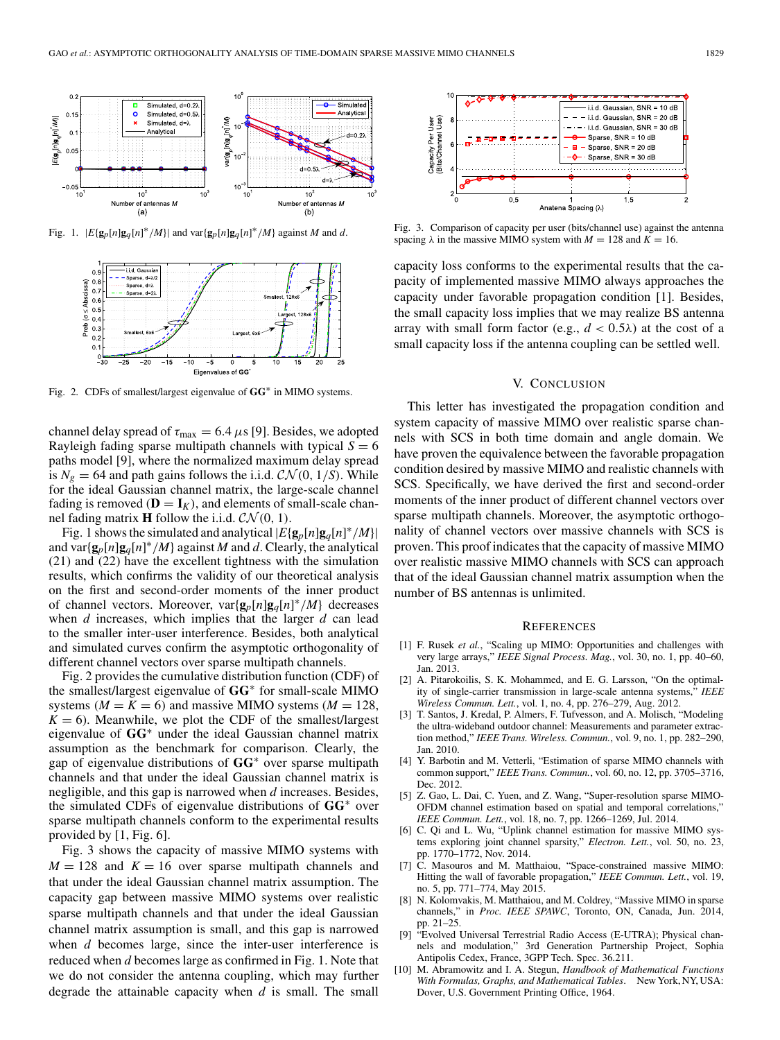Fig. 1. $|E\{\mathbf{g}_p[n]\mathbf{g}_q[n]^*/M\}|$ and $\mathrm{var}\{\mathbf{g}_p[n]\mathbf{g}_q[n]^*/M\}$ against $M$ and $d$.

Fig. 2. CDFs of smallest/largest eigenvalue of $\mathbf{GG}^*$ in MIMO systems.

channel delay spread of $\tau_{\max} = 6.4\,\mu$s [9]. Besides, we adopted Rayleigh fading sparse multipath channels with typical $S = 6$ paths model [9], where the normalized maximum delay spread is $N_g = 64$ and path gains follows the i.i.d. $\mathcal{CN}(0, 1/S)$. While for the ideal Gaussian channel matrix, the large-scale channel fading is removed ($\mathbf{D} = \mathbf{I}_K$), and elements of small-scale channel fading matrix $\mathbf{H}$ follow the i.i.d. $\mathcal{CN}(0, 1)$.

Fig. 1 shows the simulated and analytical $|E\{\mathbf{g}_p[n]\mathbf{g}_q[n]^*/M\}|$ and $\mathrm{var}\{\mathbf{g}_p[n]\mathbf{g}_q[n]^*/M\}$ against $M$ and $d$. Clearly, the analytical (21) and (22) have the excellent tightness with the simulation results, which confirms the validity of our theoretical analysis on the first and second-order moments of the inner product of channel vectors. Moreover, $\mathrm{var}\{\mathbf{g}_p[n]\mathbf{g}_q[n]^*/M\}$ decreases when $d$ increases, which implies that the larger $d$ can lead to the smaller inter-user interference. Besides, both analytical and simulated curves confirm the asymptotic orthogonality of different channel vectors over sparse multipath channels.

Fig. 2 provides the cumulative distribution function (CDF) of the smallest/largest eigenvalue of $\mathbf{GG}^*$ for small-scale MIMO systems ($M = K = 6$) and massive MIMO systems ($M = 128$, $K = 6$). Meanwhile, we plot the CDF of the smallest/largest eigenvalue of $\mathbf{GG}^*$ under the ideal Gaussian channel matrix assumption as the benchmark for comparison. Clearly, the gap of eigenvalue distributions of $\mathbf{GG}^*$ over sparse multipath channels and that under the ideal Gaussian channel matrix is negligible, and this gap is narrowed when $d$ increases. Besides, the simulated CDFs of eigenvalue distributions of $\mathbf{GG}^*$ over sparse multipath channels conform to the experimental results provided by [1, Fig. 6].

Fig. 3 shows the capacity of massive MIMO systems with $M = 128$ and $K = 16$ over sparse multipath channels and that under the ideal Gaussian channel matrix assumption. The capacity gap between massive MIMO systems over realistic sparse multipath channels and that under the ideal Gaussian channel matrix assumption is small, and this gap is narrowed when $d$ becomes large, since the inter-user interference is reduced when $d$ becomes large as confirmed in Fig. 1. Note that we do not consider the antenna coupling, which may further degrade the attainable capacity when $d$ is small. The small

Fig. 3. Comparison of capacity per user (bits/channel use) against the antenna spacing $\lambda$ in the massive MIMO system with $M = 128$ and $K = 16$.

capacity loss conforms to the experimental results that the capacity of implemented massive MIMO always approaches the capacity under favorable propagation condition [1]. Besides, the small capacity loss implies that we may realize BS antenna array with small form factor (e.g., $d < 0.5\lambda$) at the cost of a small capacity loss if the antenna coupling can be settled well.

## V. Conclusion

This letter has investigated the propagation condition and system capacity of massive MIMO over realistic sparse channels with SCS in both time domain and angle domain. We have proven the equivalence between the favorable propagation condition desired by massive MIMO and realistic channels with SCS. Specifically, we have derived the first and second-order moments of the inner product of different channel vectors over sparse multipath channels. Moreover, the asymptotic orthogonality of channel vectors over massive channels with SCS is proven. This proof indicates that the capacity of massive MIMO over realistic massive MIMO channels with SCS can approach that of the ideal Gaussian channel matrix assumption when the number of BS antennas is unlimited.

## References

[1] F. Rusek *et al.*, "Scaling up MIMO: Opportunities and challenges with very large arrays," *IEEE Signal Process. Mag.*, vol. 30, no. 1, pp. 40–60, Jan. 2013.

[2] A. Pitarokoilis, S. K. Mohammed, and E. G. Larsson, "On the optimality of single-carrier transmission in large-scale antenna systems," *IEEE Wireless Commun. Lett.*, vol. 1, no. 4, pp. 276–279, Aug. 2012.

[3] T. Santos, J. Kredal, P. Almers, F. Tufvesson, and A. Molisch, "Modeling the ultra-wideband outdoor channel: Measurements and parameter extraction method," *IEEE Trans. Wireless. Commun.*, vol. 9, no. 1, pp. 282–290, Jan. 2010.

[4] Y. Barbotin and M. Vetterli, "Estimation of sparse MIMO channels with common support," *IEEE Trans. Commun.*, vol. 60, no. 12, pp. 3705–3716, Dec. 2012.

[5] Z. Gao, L. Dai, C. Yuen, and Z. Wang, "Super-resolution sparse MIMO-OFDM channel estimation based on spatial and temporal correlations," *IEEE Commun. Lett.*, vol. 18, no. 7, pp. 1266–1269, Jul. 2014.

[6] C. Qi and L. Wu, "Uplink channel estimation for massive MIMO systems exploring joint channel sparsity," *Electron. Lett.*, vol. 50, no. 23, pp. 1770–1772, Nov. 2014.

[7] C. Masouros and M. Matthaiou, "Space-constrained massive MIMO: Hitting the wall of favorable propagation," *IEEE Commun. Lett.*, vol. 19, no. 5, pp. 771–774, May 2015.

[8] N. Kolomvakis, M. Matthaiou, and M. Coldrey, "Massive MIMO in sparse channels," in *Proc. IEEE SPAWC*, Toronto, ON, Canada, Jun. 2014, pp. 21–25.

[9] "Evolved Universal Terrestrial Radio Access (E-UTRA); Physical channels and modulation," 3rd Generation Partnership Project, Sophia Antipolis Cedex, France, 3GPP Tech. Spec. 36.211.

[10] M. Abramowitz and I. A. Stegun, *Handbook of Mathematical Functions With Formulas, Graphs, and Mathematical Tables*. New York, NY, USA: Dover, U.S. Government Printing Office, 1964.